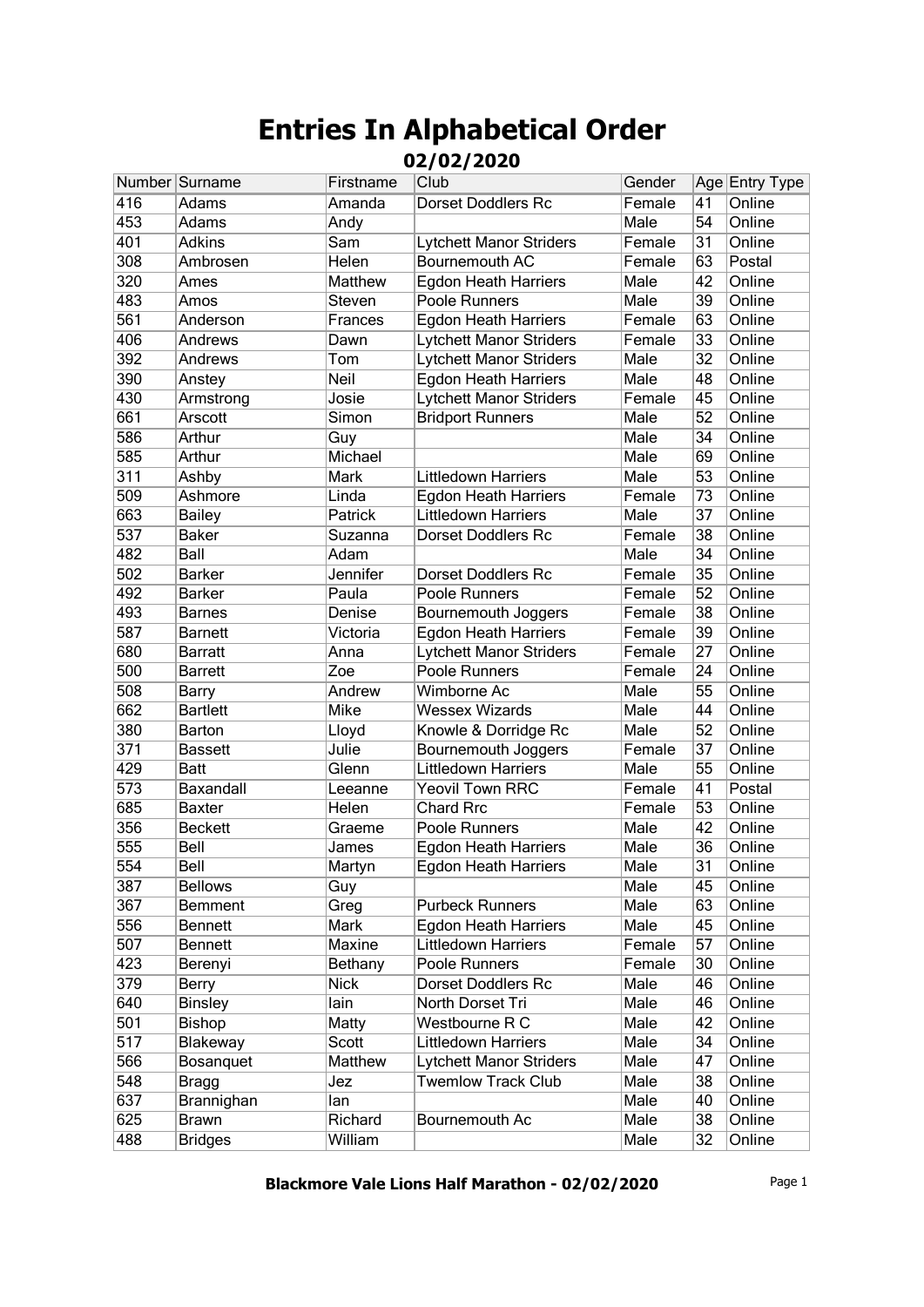# Entries In Alphabetical Order

## 02/02/2020

| Number | Surname | Firstname | Club | Gender | Age | Entry Type |
|---|---|---|---|---|---|---|
| 416 | Adams | Amanda | Dorset Doddlers Rc | Female | 41 | Online |
| 453 | Adams | Andy | | Male | 54 | Online |
| 401 | Adkins | Sam | Lytchett Manor Striders | Female | 31 | Online |
| 308 | Ambrosen | Helen | Bournemouth AC | Female | 63 | Postal |
| 320 | Ames | Matthew | Egdon Heath Harriers | Male | 42 | Online |
| 483 | Amos | Steven | Poole Runners | Male | 39 | Online |
| 561 | Anderson | Frances | Egdon Heath Harriers | Female | 63 | Online |
| 406 | Andrews | Dawn | Lytchett Manor Striders | Female | 33 | Online |
| 392 | Andrews | Tom | Lytchett Manor Striders | Male | 32 | Online |
| 390 | Anstey | Neil | Egdon Heath Harriers | Male | 48 | Online |
| 430 | Armstrong | Josie | Lytchett Manor Striders | Female | 45 | Online |
| 661 | Arscott | Simon | Bridport Runners | Male | 52 | Online |
| 586 | Arthur | Guy | | Male | 34 | Online |
| 585 | Arthur | Michael | | Male | 69 | Online |
| 311 | Ashby | Mark | Littledown Harriers | Male | 53 | Online |
| 509 | Ashmore | Linda | Egdon Heath Harriers | Female | 73 | Online |
| 663 | Bailey | Patrick | Littledown Harriers | Male | 37 | Online |
| 537 | Baker | Suzanna | Dorset Doddlers Rc | Female | 38 | Online |
| 482 | Ball | Adam | | Male | 34 | Online |
| 502 | Barker | Jennifer | Dorset Doddlers Rc | Female | 35 | Online |
| 492 | Barker | Paula | Poole Runners | Female | 52 | Online |
| 493 | Barnes | Denise | Bournemouth Joggers | Female | 38 | Online |
| 587 | Barnett | Victoria | Egdon Heath Harriers | Female | 39 | Online |
| 680 | Barratt | Anna | Lytchett Manor Striders | Female | 27 | Online |
| 500 | Barrett | Zoe | Poole Runners | Female | 24 | Online |
| 508 | Barry | Andrew | Wimborne Ac | Male | 55 | Online |
| 662 | Bartlett | Mike | Wessex Wizards | Male | 44 | Online |
| 380 | Barton | Lloyd | Knowle & Dorridge Rc | Male | 52 | Online |
| 371 | Bassett | Julie | Bournemouth Joggers | Female | 37 | Online |
| 429 | Batt | Glenn | Littledown Harriers | Male | 55 | Online |
| 573 | Baxandall | Leeanne | Yeovil Town RRC | Female | 41 | Postal |
| 685 | Baxter | Helen | Chard Rrc | Female | 53 | Online |
| 356 | Beckett | Graeme | Poole Runners | Male | 42 | Online |
| 555 | Bell | James | Egdon Heath Harriers | Male | 36 | Online |
| 554 | Bell | Martyn | Egdon Heath Harriers | Male | 31 | Online |
| 387 | Bellows | Guy | | Male | 45 | Online |
| 367 | Bemment | Greg | Purbeck Runners | Male | 63 | Online |
| 556 | Bennett | Mark | Egdon Heath Harriers | Male | 45 | Online |
| 507 | Bennett | Maxine | Littledown Harriers | Female | 57 | Online |
| 423 | Berenyi | Bethany | Poole Runners | Female | 30 | Online |
| 379 | Berry | Nick | Dorset Doddlers Rc | Male | 46 | Online |
| 640 | Binsley | Iain | North Dorset Tri | Male | 46 | Online |
| 501 | Bishop | Matty | Westbourne R C | Male | 42 | Online |
| 517 | Blakeway | Scott | Littledown Harriers | Male | 34 | Online |
| 566 | Bosanquet | Matthew | Lytchett Manor Striders | Male | 47 | Online |
| 548 | Bragg | Jez | Twemlow Track Club | Male | 38 | Online |
| 637 | Brannighan | Ian | | Male | 40 | Online |
| 625 | Brawn | Richard | Bournemouth Ac | Male | 38 | Online |
| 488 | Bridges | William | | Male | 32 | Online |

**Blackmore Vale Lions Half Marathon - 02/02/2020**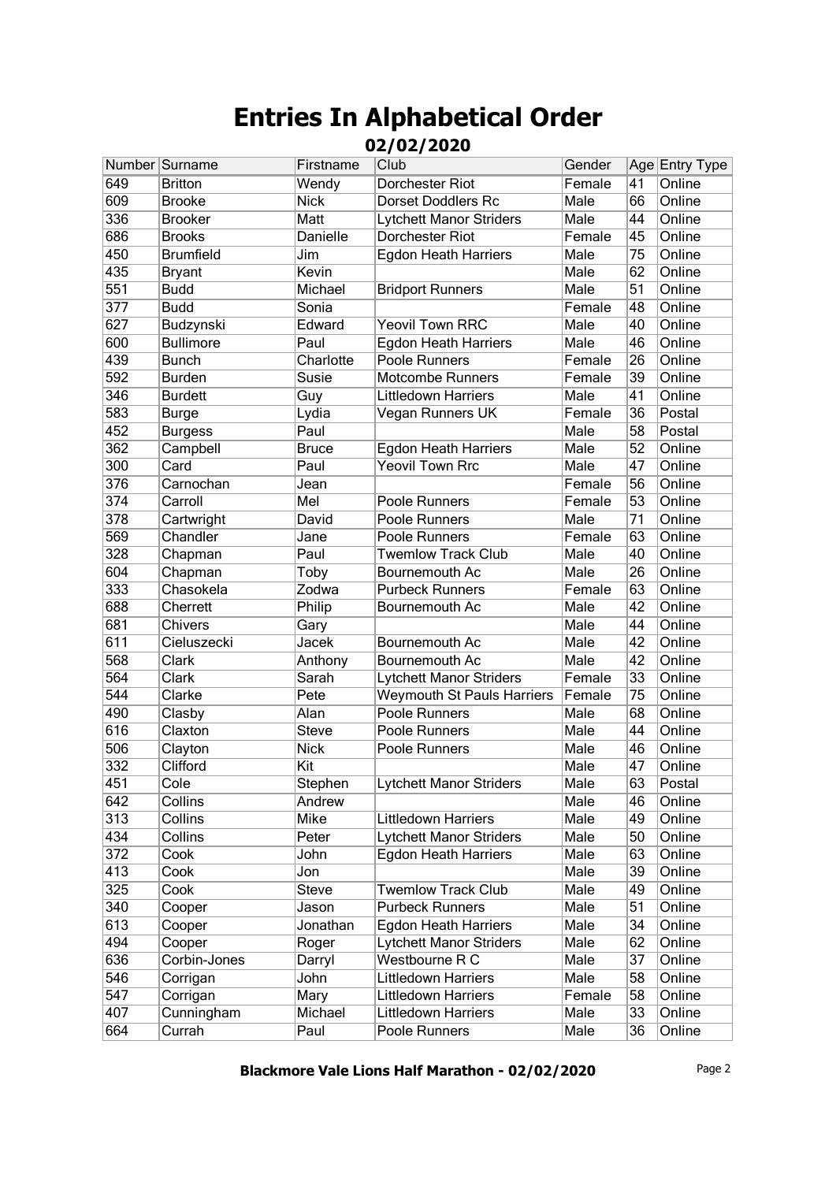# Entries In Alphabetical Order

## 02/02/2020

| Number | Surname | Firstname | Club | Gender | Age | Entry Type |
|---|---|---|---|---|---|---|
| 649 | Britton | Wendy | Dorchester Riot | Female | 41 | Online |
| 609 | Brooke | Nick | Dorset Doddlers Rc | Male | 66 | Online |
| 336 | Brooker | Matt | Lytchett Manor Striders | Male | 44 | Online |
| 686 | Brooks | Danielle | Dorchester Riot | Female | 45 | Online |
| 450 | Brumfield | Jim | Egdon Heath Harriers | Male | 75 | Online |
| 435 | Bryant | Kevin | | Male | 62 | Online |
| 551 | Budd | Michael | Bridport Runners | Male | 51 | Online |
| 377 | Budd | Sonia | | Female | 48 | Online |
| 627 | Budzynski | Edward | Yeovil Town RRC | Male | 40 | Online |
| 600 | Bullimore | Paul | Egdon Heath Harriers | Male | 46 | Online |
| 439 | Bunch | Charlotte | Poole Runners | Female | 26 | Online |
| 592 | Burden | Susie | Motcombe Runners | Female | 39 | Online |
| 346 | Burdett | Guy | Littledown Harriers | Male | 41 | Online |
| 583 | Burge | Lydia | Vegan Runners UK | Female | 36 | Postal |
| 452 | Burgess | Paul | | Male | 58 | Postal |
| 362 | Campbell | Bruce | Egdon Heath Harriers | Male | 52 | Online |
| 300 | Card | Paul | Yeovil Town Rrc | Male | 47 | Online |
| 376 | Carnochan | Jean | | Female | 56 | Online |
| 374 | Carroll | Mel | Poole Runners | Female | 53 | Online |
| 378 | Cartwright | David | Poole Runners | Male | 71 | Online |
| 569 | Chandler | Jane | Poole Runners | Female | 63 | Online |
| 328 | Chapman | Paul | Twemlow Track Club | Male | 40 | Online |
| 604 | Chapman | Toby | Bournemouth Ac | Male | 26 | Online |
| 333 | Chasokela | Zodwa | Purbeck Runners | Female | 63 | Online |
| 688 | Cherrett | Philip | Bournemouth Ac | Male | 42 | Online |
| 681 | Chivers | Gary | | Male | 44 | Online |
| 611 | Cieluszecki | Jacek | Bournemouth Ac | Male | 42 | Online |
| 568 | Clark | Anthony | Bournemouth Ac | Male | 42 | Online |
| 564 | Clark | Sarah | Lytchett Manor Striders | Female | 33 | Online |
| 544 | Clarke | Pete | Weymouth St Pauls Harriers | Female | 75 | Online |
| 490 | Clasby | Alan | Poole Runners | Male | 68 | Online |
| 616 | Claxton | Steve | Poole Runners | Male | 44 | Online |
| 506 | Clayton | Nick | Poole Runners | Male | 46 | Online |
| 332 | Clifford | Kit | | Male | 47 | Online |
| 451 | Cole | Stephen | Lytchett Manor Striders | Male | 63 | Postal |
| 642 | Collins | Andrew | | Male | 46 | Online |
| 313 | Collins | Mike | Littledown Harriers | Male | 49 | Online |
| 434 | Collins | Peter | Lytchett Manor Striders | Male | 50 | Online |
| 372 | Cook | John | Egdon Heath Harriers | Male | 63 | Online |
| 413 | Cook | Jon | | Male | 39 | Online |
| 325 | Cook | Steve | Twemlow Track Club | Male | 49 | Online |
| 340 | Cooper | Jason | Purbeck Runners | Male | 51 | Online |
| 613 | Cooper | Jonathan | Egdon Heath Harriers | Male | 34 | Online |
| 494 | Cooper | Roger | Lytchett Manor Striders | Male | 62 | Online |
| 636 | Corbin-Jones | Darryl | Westbourne R C | Male | 37 | Online |
| 546 | Corrigan | John | Littledown Harriers | Male | 58 | Online |
| 547 | Corrigan | Mary | Littledown Harriers | Female | 58 | Online |
| 407 | Cunningham | Michael | Littledown Harriers | Male | 33 | Online |
| 664 | Currah | Paul | Poole Runners | Male | 36 | Online |

**Blackmore Vale Lions Half Marathon - 02/02/2020**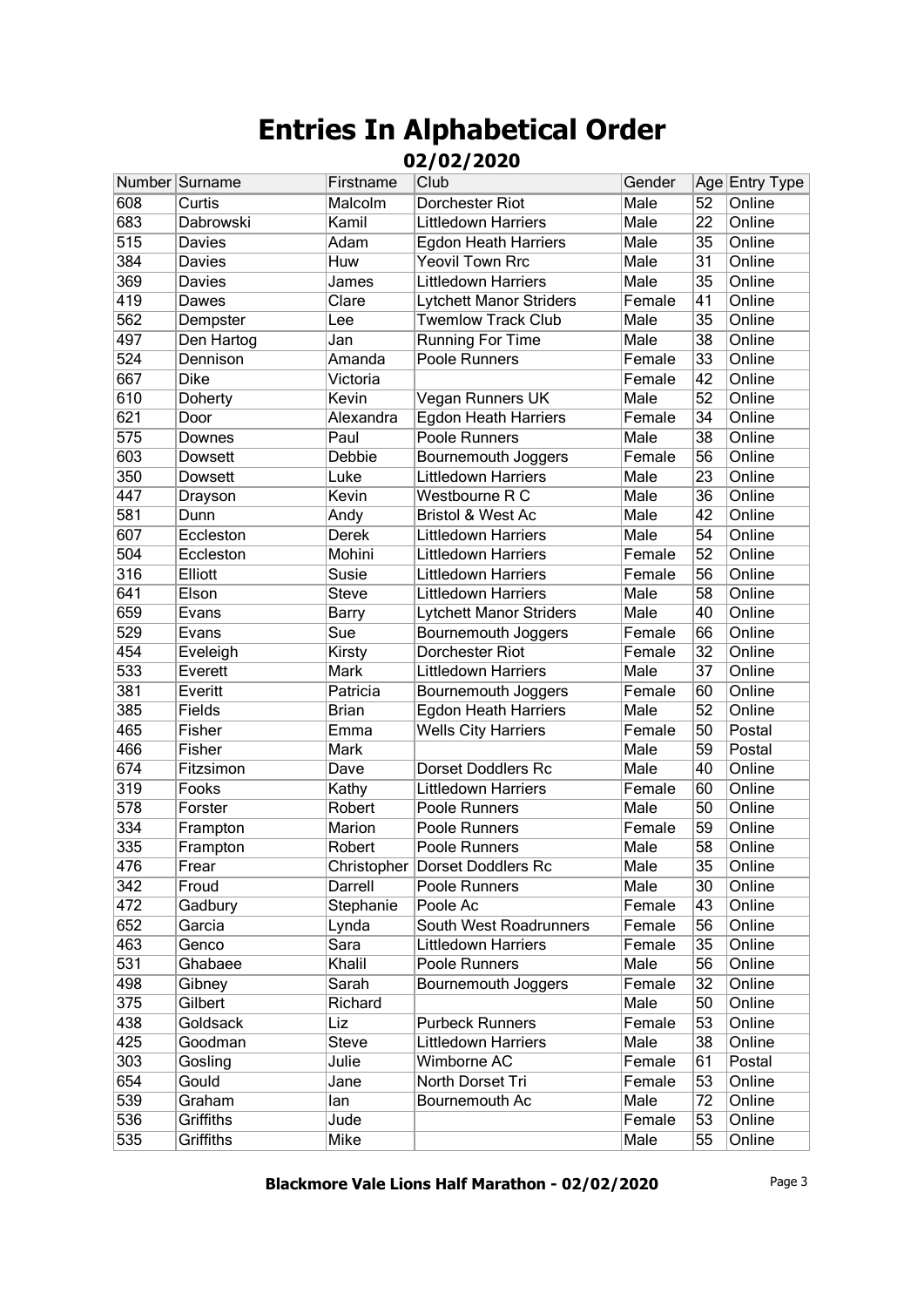# Entries In Alphabetical Order

## 02/02/2020

| Number | Surname | Firstname | Club | Gender | Age | Entry Type |
|---|---|---|---|---|---|---|
| 608 | Curtis | Malcolm | Dorchester Riot | Male | 52 | Online |
| 683 | Dabrowski | Kamil | Littledown Harriers | Male | 22 | Online |
| 515 | Davies | Adam | Egdon Heath Harriers | Male | 35 | Online |
| 384 | Davies | Huw | Yeovil Town Rrc | Male | 31 | Online |
| 369 | Davies | James | Littledown Harriers | Male | 35 | Online |
| 419 | Dawes | Clare | Lytchett Manor Striders | Female | 41 | Online |
| 562 | Dempster | Lee | Twemlow Track Club | Male | 35 | Online |
| 497 | Den Hartog | Jan | Running For Time | Male | 38 | Online |
| 524 | Dennison | Amanda | Poole Runners | Female | 33 | Online |
| 667 | Dike | Victoria | | Female | 42 | Online |
| 610 | Doherty | Kevin | Vegan Runners UK | Male | 52 | Online |
| 621 | Door | Alexandra | Egdon Heath Harriers | Female | 34 | Online |
| 575 | Downes | Paul | Poole Runners | Male | 38 | Online |
| 603 | Dowsett | Debbie | Bournemouth Joggers | Female | 56 | Online |
| 350 | Dowsett | Luke | Littledown Harriers | Male | 23 | Online |
| 447 | Drayson | Kevin | Westbourne R C | Male | 36 | Online |
| 581 | Dunn | Andy | Bristol & West Ac | Male | 42 | Online |
| 607 | Eccleston | Derek | Littledown Harriers | Male | 54 | Online |
| 504 | Eccleston | Mohini | Littledown Harriers | Female | 52 | Online |
| 316 | Elliott | Susie | Littledown Harriers | Female | 56 | Online |
| 641 | Elson | Steve | Littledown Harriers | Male | 58 | Online |
| 659 | Evans | Barry | Lytchett Manor Striders | Male | 40 | Online |
| 529 | Evans | Sue | Bournemouth Joggers | Female | 66 | Online |
| 454 | Eveleigh | Kirsty | Dorchester Riot | Female | 32 | Online |
| 533 | Everett | Mark | Littledown Harriers | Male | 37 | Online |
| 381 | Everitt | Patricia | Bournemouth Joggers | Female | 60 | Online |
| 385 | Fields | Brian | Egdon Heath Harriers | Male | 52 | Online |
| 465 | Fisher | Emma | Wells City Harriers | Female | 50 | Postal |
| 466 | Fisher | Mark | | Male | 59 | Postal |
| 674 | Fitzsimon | Dave | Dorset Doddlers Rc | Male | 40 | Online |
| 319 | Fooks | Kathy | Littledown Harriers | Female | 60 | Online |
| 578 | Forster | Robert | Poole Runners | Male | 50 | Online |
| 334 | Frampton | Marion | Poole Runners | Female | 59 | Online |
| 335 | Frampton | Robert | Poole Runners | Male | 58 | Online |
| 476 | Frear | Christopher | Dorset Doddlers Rc | Male | 35 | Online |
| 342 | Froud | Darrell | Poole Runners | Male | 30 | Online |
| 472 | Gadbury | Stephanie | Poole Ac | Female | 43 | Online |
| 652 | Garcia | Lynda | South West Roadrunners | Female | 56 | Online |
| 463 | Genco | Sara | Littledown Harriers | Female | 35 | Online |
| 531 | Ghabaee | Khalil | Poole Runners | Male | 56 | Online |
| 498 | Gibney | Sarah | Bournemouth Joggers | Female | 32 | Online |
| 375 | Gilbert | Richard | | Male | 50 | Online |
| 438 | Goldsack | Liz | Purbeck Runners | Female | 53 | Online |
| 425 | Goodman | Steve | Littledown Harriers | Male | 38 | Online |
| 303 | Gosling | Julie | Wimborne AC | Female | 61 | Postal |
| 654 | Gould | Jane | North Dorset Tri | Female | 53 | Online |
| 539 | Graham | Ian | Bournemouth Ac | Male | 72 | Online |
| 536 | Griffiths | Jude | | Female | 53 | Online |
| 535 | Griffiths | Mike | | Male | 55 | Online |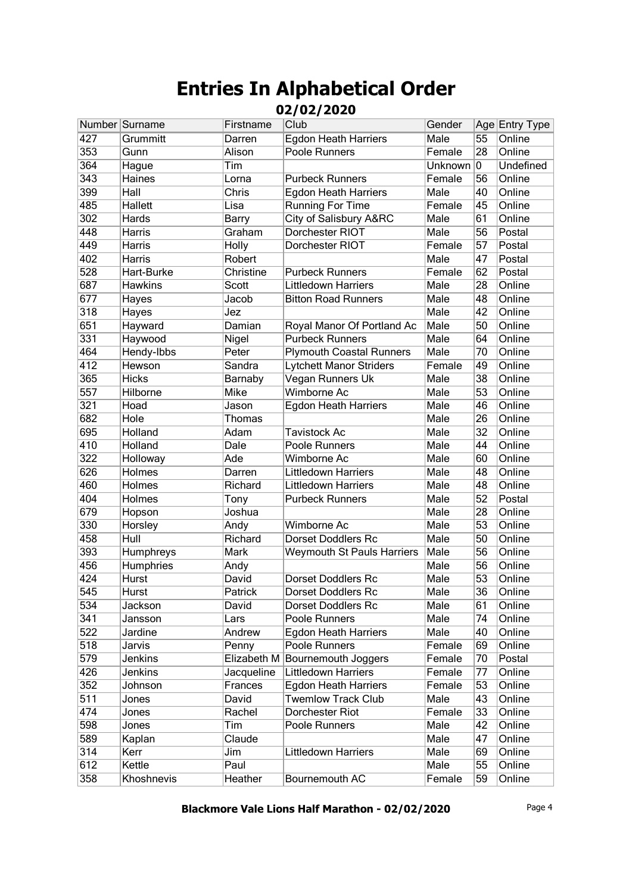# Entries In Alphabetical Order

## 02/02/2020

| Number | Surname | Firstname | Club | Gender | Age | Entry Type |
|---|---|---|---|---|---|---|
| 427 | Grummitt | Darren | Egdon Heath Harriers | Male | 55 | Online |
| 353 | Gunn | Alison | Poole Runners | Female | 28 | Online |
| 364 | Hague | Tim | | Unknown | 0 | Undefined |
| 343 | Haines | Lorna | Purbeck Runners | Female | 56 | Online |
| 399 | Hall | Chris | Egdon Heath Harriers | Male | 40 | Online |
| 485 | Hallett | Lisa | Running For Time | Female | 45 | Online |
| 302 | Hards | Barry | City of Salisbury A&RC | Male | 61 | Online |
| 448 | Harris | Graham | Dorchester RIOT | Male | 56 | Postal |
| 449 | Harris | Holly | Dorchester RIOT | Female | 57 | Postal |
| 402 | Harris | Robert | | Male | 47 | Postal |
| 528 | Hart-Burke | Christine | Purbeck Runners | Female | 62 | Postal |
| 687 | Hawkins | Scott | Littledown Harriers | Male | 28 | Online |
| 677 | Hayes | Jacob | Bitton Road Runners | Male | 48 | Online |
| 318 | Hayes | Jez | | Male | 42 | Online |
| 651 | Hayward | Damian | Royal Manor Of Portland Ac | Male | 50 | Online |
| 331 | Haywood | Nigel | Purbeck Runners | Male | 64 | Online |
| 464 | Hendy-Ibbs | Peter | Plymouth Coastal Runners | Male | 70 | Online |
| 412 | Hewson | Sandra | Lytchett Manor Striders | Female | 49 | Online |
| 365 | Hicks | Barnaby | Vegan Runners Uk | Male | 38 | Online |
| 557 | Hilborne | Mike | Wimborne Ac | Male | 53 | Online |
| 321 | Hoad | Jason | Egdon Heath Harriers | Male | 46 | Online |
| 682 | Hole | Thomas | | Male | 26 | Online |
| 695 | Holland | Adam | Tavistock Ac | Male | 32 | Online |
| 410 | Holland | Dale | Poole Runners | Male | 44 | Online |
| 322 | Holloway | Ade | Wimborne Ac | Male | 60 | Online |
| 626 | Holmes | Darren | Littledown Harriers | Male | 48 | Online |
| 460 | Holmes | Richard | Littledown Harriers | Male | 48 | Online |
| 404 | Holmes | Tony | Purbeck Runners | Male | 52 | Postal |
| 679 | Hopson | Joshua | | Male | 28 | Online |
| 330 | Horsley | Andy | Wimborne Ac | Male | 53 | Online |
| 458 | Hull | Richard | Dorset Doddlers Rc | Male | 50 | Online |
| 393 | Humphreys | Mark | Weymouth St Pauls Harriers | Male | 56 | Online |
| 456 | Humphries | Andy | | Male | 56 | Online |
| 424 | Hurst | David | Dorset Doddlers Rc | Male | 53 | Online |
| 545 | Hurst | Patrick | Dorset Doddlers Rc | Male | 36 | Online |
| 534 | Jackson | David | Dorset Doddlers Rc | Male | 61 | Online |
| 341 | Jansson | Lars | Poole Runners | Male | 74 | Online |
| 522 | Jardine | Andrew | Egdon Heath Harriers | Male | 40 | Online |
| 518 | Jarvis | Penny | Poole Runners | Female | 69 | Online |
| 579 | Jenkins | Elizabeth M | Bournemouth Joggers | Female | 70 | Postal |
| 426 | Jenkins | Jacqueline | Littledown Harriers | Female | 77 | Online |
| 352 | Johnson | Frances | Egdon Heath Harriers | Female | 53 | Online |
| 511 | Jones | David | Twemlow Track Club | Male | 43 | Online |
| 474 | Jones | Rachel | Dorchester Riot | Female | 33 | Online |
| 598 | Jones | Tim | Poole Runners | Male | 42 | Online |
| 589 | Kaplan | Claude | | Male | 47 | Online |
| 314 | Kerr | Jim | Littledown Harriers | Male | 69 | Online |
| 612 | Kettle | Paul | | Male | 55 | Online |
| 358 | Khoshnevis | Heather | Bournemouth AC | Female | 59 | Online |

**Blackmore Vale Lions Half Marathon - 02/02/2020**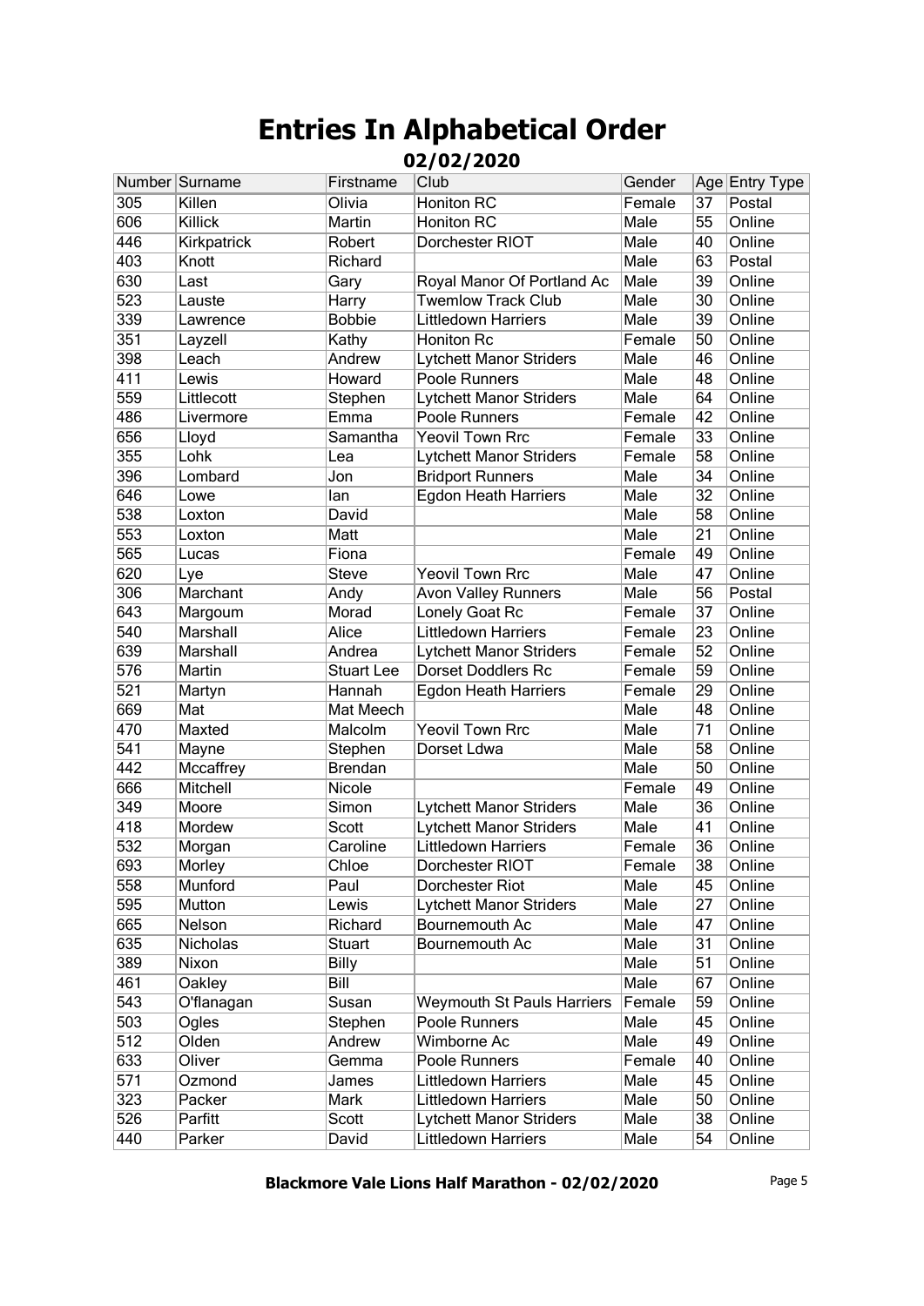# Entries In Alphabetical Order

## 02/02/2020

| Number | Surname | Firstname | Club | Gender | Age | Entry Type |
|---|---|---|---|---|---|---|
| 305 | Killen | Olivia | Honiton RC | Female | 37 | Postal |
| 606 | Killick | Martin | Honiton RC | Male | 55 | Online |
| 446 | Kirkpatrick | Robert | Dorchester RIOT | Male | 40 | Online |
| 403 | Knott | Richard | | Male | 63 | Postal |
| 630 | Last | Gary | Royal Manor Of Portland Ac | Male | 39 | Online |
| 523 | Lauste | Harry | Twemlow Track Club | Male | 30 | Online |
| 339 | Lawrence | Bobbie | Littledown Harriers | Male | 39 | Online |
| 351 | Layzell | Kathy | Honiton Rc | Female | 50 | Online |
| 398 | Leach | Andrew | Lytchett Manor Striders | Male | 46 | Online |
| 411 | Lewis | Howard | Poole Runners | Male | 48 | Online |
| 559 | Littlecott | Stephen | Lytchett Manor Striders | Male | 64 | Online |
| 486 | Livermore | Emma | Poole Runners | Female | 42 | Online |
| 656 | Lloyd | Samantha | Yeovil Town Rrc | Female | 33 | Online |
| 355 | Lohk | Lea | Lytchett Manor Striders | Female | 58 | Online |
| 396 | Lombard | Jon | Bridport Runners | Male | 34 | Online |
| 646 | Lowe | Ian | Egdon Heath Harriers | Male | 32 | Online |
| 538 | Loxton | David | | Male | 58 | Online |
| 553 | Loxton | Matt | | Male | 21 | Online |
| 565 | Lucas | Fiona | | Female | 49 | Online |
| 620 | Lye | Steve | Yeovil Town Rrc | Male | 47 | Online |
| 306 | Marchant | Andy | Avon Valley Runners | Male | 56 | Postal |
| 643 | Margoum | Morad | Lonely Goat Rc | Female | 37 | Online |
| 540 | Marshall | Alice | Littledown Harriers | Female | 23 | Online |
| 639 | Marshall | Andrea | Lytchett Manor Striders | Female | 52 | Online |
| 576 | Martin | Stuart Lee | Dorset Doddlers Rc | Female | 59 | Online |
| 521 | Martyn | Hannah | Egdon Heath Harriers | Female | 29 | Online |
| 669 | Mat | Mat Meech | | Male | 48 | Online |
| 470 | Maxted | Malcolm | Yeovil Town Rrc | Male | 71 | Online |
| 541 | Mayne | Stephen | Dorset Ldwa | Male | 58 | Online |
| 442 | Mccaffrey | Brendan | | Male | 50 | Online |
| 666 | Mitchell | Nicole | | Female | 49 | Online |
| 349 | Moore | Simon | Lytchett Manor Striders | Male | 36 | Online |
| 418 | Mordew | Scott | Lytchett Manor Striders | Male | 41 | Online |
| 532 | Morgan | Caroline | Littledown Harriers | Female | 36 | Online |
| 693 | Morley | Chloe | Dorchester RIOT | Female | 38 | Online |
| 558 | Munford | Paul | Dorchester Riot | Male | 45 | Online |
| 595 | Mutton | Lewis | Lytchett Manor Striders | Male | 27 | Online |
| 665 | Nelson | Richard | Bournemouth Ac | Male | 47 | Online |
| 635 | Nicholas | Stuart | Bournemouth Ac | Male | 31 | Online |
| 389 | Nixon | Billy | | Male | 51 | Online |
| 461 | Oakley | Bill | | Male | 67 | Online |
| 543 | O'flanagan | Susan | Weymouth St Pauls Harriers | Female | 59 | Online |
| 503 | Ogles | Stephen | Poole Runners | Male | 45 | Online |
| 512 | Olden | Andrew | Wimborne Ac | Male | 49 | Online |
| 633 | Oliver | Gemma | Poole Runners | Female | 40 | Online |
| 571 | Ozmond | James | Littledown Harriers | Male | 45 | Online |
| 323 | Packer | Mark | Littledown Harriers | Male | 50 | Online |
| 526 | Parfitt | Scott | Lytchett Manor Striders | Male | 38 | Online |
| 440 | Parker | David | Littledown Harriers | Male | 54 | Online |

**Blackmore Vale Lions Half Marathon - 02/02/2020**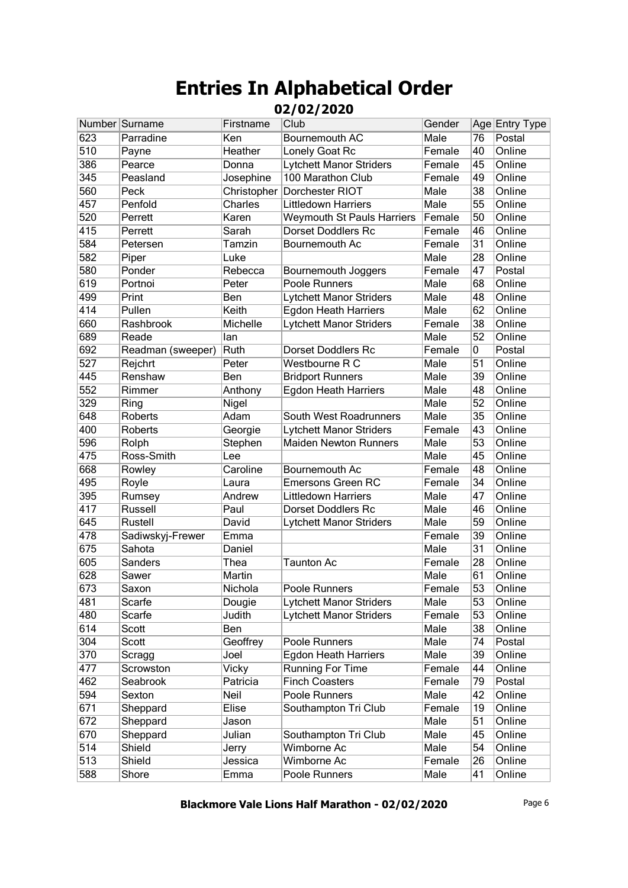# Entries In Alphabetical Order

## 02/02/2020

| Number | Surname | Firstname | Club | Gender | Age | Entry Type |
|---|---|---|---|---|---|---|
| 623 | Parradine | Ken | Bournemouth AC | Male | 76 | Postal |
| 510 | Payne | Heather | Lonely Goat Rc | Female | 40 | Online |
| 386 | Pearce | Donna | Lytchett Manor Striders | Female | 45 | Online |
| 345 | Peasland | Josephine | 100 Marathon Club | Female | 49 | Online |
| 560 | Peck | Christopher | Dorchester RIOT | Male | 38 | Online |
| 457 | Penfold | Charles | Littledown Harriers | Male | 55 | Online |
| 520 | Perrett | Karen | Weymouth St Pauls Harriers | Female | 50 | Online |
| 415 | Perrett | Sarah | Dorset Doddlers Rc | Female | 46 | Online |
| 584 | Petersen | Tamzin | Bournemouth Ac | Female | 31 | Online |
| 582 | Piper | Luke | | Male | 28 | Online |
| 580 | Ponder | Rebecca | Bournemouth Joggers | Female | 47 | Postal |
| 619 | Portnoi | Peter | Poole Runners | Male | 68 | Online |
| 499 | Print | Ben | Lytchett Manor Striders | Male | 48 | Online |
| 414 | Pullen | Keith | Egdon Heath Harriers | Male | 62 | Online |
| 660 | Rashbrook | Michelle | Lytchett Manor Striders | Female | 38 | Online |
| 689 | Reade | Ian | | Male | 52 | Online |
| 692 | Readman (sweeper) | Ruth | Dorset Doddlers Rc | Female | 0 | Postal |
| 527 | Rejchrt | Peter | Westbourne R C | Male | 51 | Online |
| 445 | Renshaw | Ben | Bridport Runners | Male | 39 | Online |
| 552 | Rimmer | Anthony | Egdon Heath Harriers | Male | 48 | Online |
| 329 | Ring | Nigel | | Male | 52 | Online |
| 648 | Roberts | Adam | South West Roadrunners | Male | 35 | Online |
| 400 | Roberts | Georgie | Lytchett Manor Striders | Female | 43 | Online |
| 596 | Rolph | Stephen | Maiden Newton Runners | Male | 53 | Online |
| 475 | Ross-Smith | Lee | | Male | 45 | Online |
| 668 | Rowley | Caroline | Bournemouth Ac | Female | 48 | Online |
| 495 | Royle | Laura | Emersons Green RC | Female | 34 | Online |
| 395 | Rumsey | Andrew | Littledown Harriers | Male | 47 | Online |
| 417 | Russell | Paul | Dorset Doddlers Rc | Male | 46 | Online |
| 645 | Rustell | David | Lytchett Manor Striders | Male | 59 | Online |
| 478 | Sadiwskyj-Frewer | Emma | | Female | 39 | Online |
| 675 | Sahota | Daniel | | Male | 31 | Online |
| 605 | Sanders | Thea | Taunton Ac | Female | 28 | Online |
| 628 | Sawer | Martin | | Male | 61 | Online |
| 673 | Saxon | Nichola | Poole Runners | Female | 53 | Online |
| 481 | Scarfe | Dougie | Lytchett Manor Striders | Male | 53 | Online |
| 480 | Scarfe | Judith | Lytchett Manor Striders | Female | 53 | Online |
| 614 | Scott | Ben | | Male | 38 | Online |
| 304 | Scott | Geoffrey | Poole Runners | Male | 74 | Postal |
| 370 | Scragg | Joel | Egdon Heath Harriers | Male | 39 | Online |
| 477 | Scrowston | Vicky | Running For Time | Female | 44 | Online |
| 462 | Seabrook | Patricia | Finch Coasters | Female | 79 | Postal |
| 594 | Sexton | Neil | Poole Runners | Male | 42 | Online |
| 671 | Sheppard | Elise | Southampton Tri Club | Female | 19 | Online |
| 672 | Sheppard | Jason | | Male | 51 | Online |
| 670 | Sheppard | Julian | Southampton Tri Club | Male | 45 | Online |
| 514 | Shield | Jerry | Wimborne Ac | Male | 54 | Online |
| 513 | Shield | Jessica | Wimborne Ac | Female | 26 | Online |
| 588 | Shore | Emma | Poole Runners | Male | 41 | Online |

**Blackmore Vale Lions Half Marathon - 02/02/2020**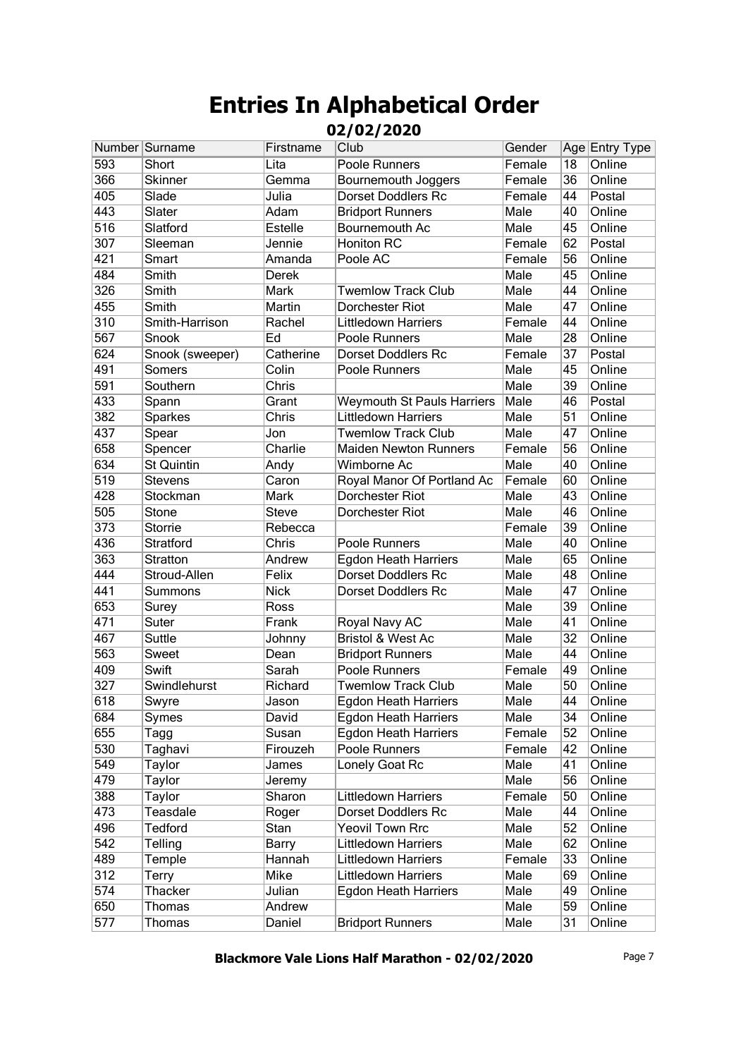# Entries In Alphabetical Order

## 02/02/2020

| Number | Surname | Firstname | Club | Gender | Age | Entry Type |
|---|---|---|---|---|---|---|
| 593 | Short | Lita | Poole Runners | Female | 18 | Online |
| 366 | Skinner | Gemma | Bournemouth Joggers | Female | 36 | Online |
| 405 | Slade | Julia | Dorset Doddlers Rc | Female | 44 | Postal |
| 443 | Slater | Adam | Bridport Runners | Male | 40 | Online |
| 516 | Slatford | Estelle | Bournemouth Ac | Male | 45 | Online |
| 307 | Sleeman | Jennie | Honiton RC | Female | 62 | Postal |
| 421 | Smart | Amanda | Poole AC | Female | 56 | Online |
| 484 | Smith | Derek | | Male | 45 | Online |
| 326 | Smith | Mark | Twemlow Track Club | Male | 44 | Online |
| 455 | Smith | Martin | Dorchester Riot | Male | 47 | Online |
| 310 | Smith-Harrison | Rachel | Littledown Harriers | Female | 44 | Online |
| 567 | Snook | Ed | Poole Runners | Male | 28 | Online |
| 624 | Snook (sweeper) | Catherine | Dorset Doddlers Rc | Female | 37 | Postal |
| 491 | Somers | Colin | Poole Runners | Male | 45 | Online |
| 591 | Southern | Chris | | Male | 39 | Online |
| 433 | Spann | Grant | Weymouth St Pauls Harriers | Male | 46 | Postal |
| 382 | Sparkes | Chris | Littledown Harriers | Male | 51 | Online |
| 437 | Spear | Jon | Twemlow Track Club | Male | 47 | Online |
| 658 | Spencer | Charlie | Maiden Newton Runners | Female | 56 | Online |
| 634 | St Quintin | Andy | Wimborne Ac | Male | 40 | Online |
| 519 | Stevens | Caron | Royal Manor Of Portland Ac | Female | 60 | Online |
| 428 | Stockman | Mark | Dorchester Riot | Male | 43 | Online |
| 505 | Stone | Steve | Dorchester Riot | Male | 46 | Online |
| 373 | Storrie | Rebecca | | Female | 39 | Online |
| 436 | Stratford | Chris | Poole Runners | Male | 40 | Online |
| 363 | Stratton | Andrew | Egdon Heath Harriers | Male | 65 | Online |
| 444 | Stroud-Allen | Felix | Dorset Doddlers Rc | Male | 48 | Online |
| 441 | Summons | Nick | Dorset Doddlers Rc | Male | 47 | Online |
| 653 | Surey | Ross | | Male | 39 | Online |
| 471 | Suter | Frank | Royal Navy AC | Male | 41 | Online |
| 467 | Suttle | Johnny | Bristol & West Ac | Male | 32 | Online |
| 563 | Sweet | Dean | Bridport Runners | Male | 44 | Online |
| 409 | Swift | Sarah | Poole Runners | Female | 49 | Online |
| 327 | Swindlehurst | Richard | Twemlow Track Club | Male | 50 | Online |
| 618 | Swyre | Jason | Egdon Heath Harriers | Male | 44 | Online |
| 684 | Symes | David | Egdon Heath Harriers | Male | 34 | Online |
| 655 | Tagg | Susan | Egdon Heath Harriers | Female | 52 | Online |
| 530 | Taghavi | Firouzeh | Poole Runners | Female | 42 | Online |
| 549 | Taylor | James | Lonely Goat Rc | Male | 41 | Online |
| 479 | Taylor | Jeremy | | Male | 56 | Online |
| 388 | Taylor | Sharon | Littledown Harriers | Female | 50 | Online |
| 473 | Teasdale | Roger | Dorset Doddlers Rc | Male | 44 | Online |
| 496 | Tedford | Stan | Yeovil Town Rrc | Male | 52 | Online |
| 542 | Telling | Barry | Littledown Harriers | Male | 62 | Online |
| 489 | Temple | Hannah | Littledown Harriers | Female | 33 | Online |
| 312 | Terry | Mike | Littledown Harriers | Male | 69 | Online |
| 574 | Thacker | Julian | Egdon Heath Harriers | Male | 49 | Online |
| 650 | Thomas | Andrew | | Male | 59 | Online |
| 577 | Thomas | Daniel | Bridport Runners | Male | 31 | Online |

**Blackmore Vale Lions Half Marathon - 02/02/2020**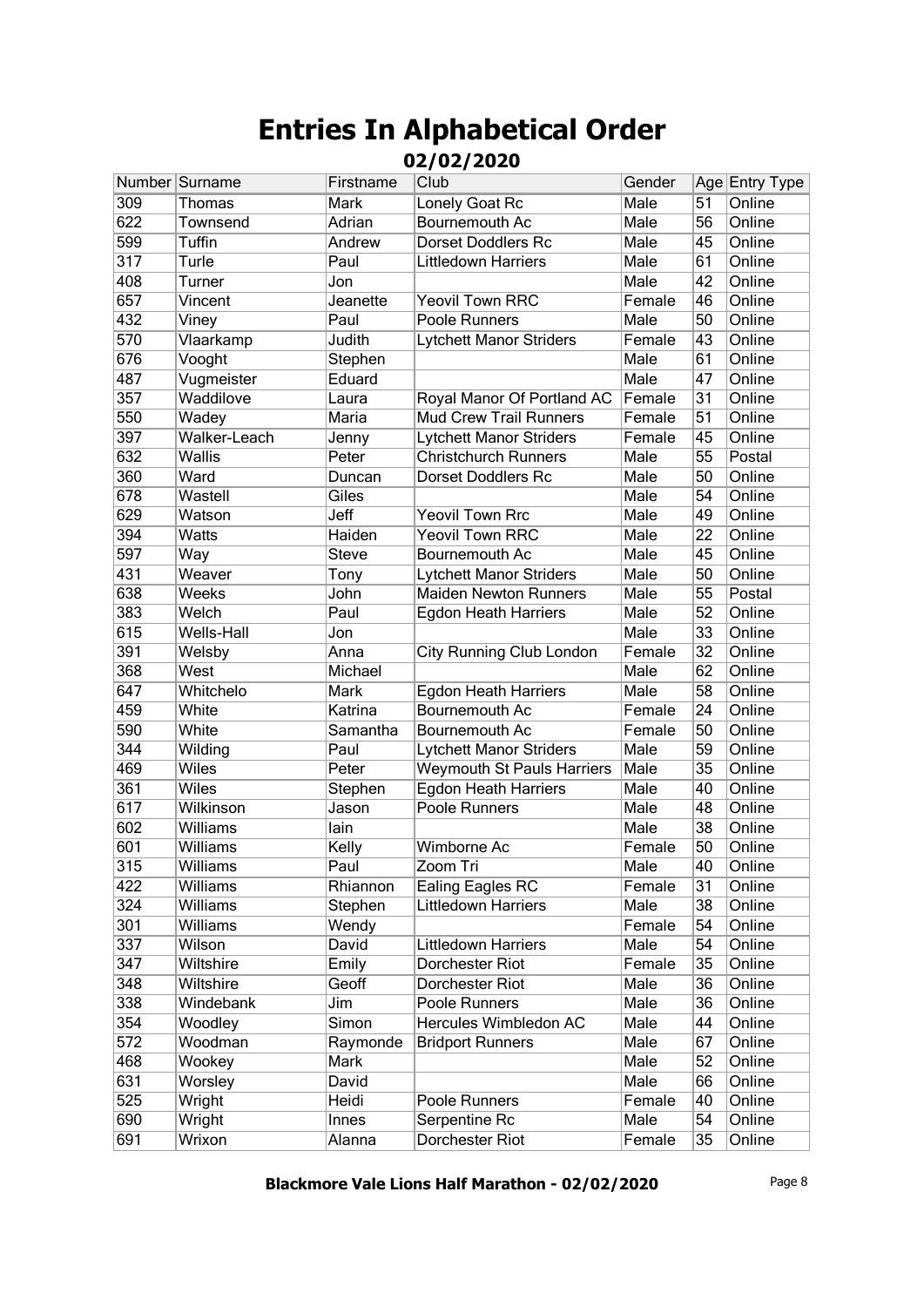# Entries In Alphabetical Order

## 02/02/2020

| Number | Surname | Firstname | Club | Gender | Age | Entry Type |
|---|---|---|---|---|---|---|
| 309 | Thomas | Mark | Lonely Goat Rc | Male | 51 | Online |
| 622 | Townsend | Adrian | Bournemouth Ac | Male | 56 | Online |
| 599 | Tuffin | Andrew | Dorset Doddlers Rc | Male | 45 | Online |
| 317 | Turle | Paul | Littledown Harriers | Male | 61 | Online |
| 408 | Turner | Jon | | Male | 42 | Online |
| 657 | Vincent | Jeanette | Yeovil Town RRC | Female | 46 | Online |
| 432 | Viney | Paul | Poole Runners | Male | 50 | Online |
| 570 | Vlaarkamp | Judith | Lytchett Manor Striders | Female | 43 | Online |
| 676 | Vooght | Stephen | | Male | 61 | Online |
| 487 | Vugmeister | Eduard | | Male | 47 | Online |
| 357 | Waddilove | Laura | Royal Manor Of Portland AC | Female | 31 | Online |
| 550 | Wadey | Maria | Mud Crew Trail Runners | Female | 51 | Online |
| 397 | Walker-Leach | Jenny | Lytchett Manor Striders | Female | 45 | Online |
| 632 | Wallis | Peter | Christchurch Runners | Male | 55 | Postal |
| 360 | Ward | Duncan | Dorset Doddlers Rc | Male | 50 | Online |
| 678 | Wastell | Giles | | Male | 54 | Online |
| 629 | Watson | Jeff | Yeovil Town Rrc | Male | 49 | Online |
| 394 | Watts | Haiden | Yeovil Town RRC | Male | 22 | Online |
| 597 | Way | Steve | Bournemouth Ac | Male | 45 | Online |
| 431 | Weaver | Tony | Lytchett Manor Striders | Male | 50 | Online |
| 638 | Weeks | John | Maiden Newton Runners | Male | 55 | Postal |
| 383 | Welch | Paul | Egdon Heath Harriers | Male | 52 | Online |
| 615 | Wells-Hall | Jon | | Male | 33 | Online |
| 391 | Welsby | Anna | City Running Club London | Female | 32 | Online |
| 368 | West | Michael | | Male | 62 | Online |
| 647 | Whitchelo | Mark | Egdon Heath Harriers | Male | 58 | Online |
| 459 | White | Katrina | Bournemouth Ac | Female | 24 | Online |
| 590 | White | Samantha | Bournemouth Ac | Female | 50 | Online |
| 344 | Wilding | Paul | Lytchett Manor Striders | Male | 59 | Online |
| 469 | Wiles | Peter | Weymouth St Pauls Harriers | Male | 35 | Online |
| 361 | Wiles | Stephen | Egdon Heath Harriers | Male | 40 | Online |
| 617 | Wilkinson | Jason | Poole Runners | Male | 48 | Online |
| 602 | Williams | Iain | | Male | 38 | Online |
| 601 | Williams | Kelly | Wimborne Ac | Female | 50 | Online |
| 315 | Williams | Paul | Zoom Tri | Male | 40 | Online |
| 422 | Williams | Rhiannon | Ealing Eagles RC | Female | 31 | Online |
| 324 | Williams | Stephen | Littledown Harriers | Male | 38 | Online |
| 301 | Williams | Wendy | | Female | 54 | Online |
| 337 | Wilson | David | Littledown Harriers | Male | 54 | Online |
| 347 | Wiltshire | Emily | Dorchester Riot | Female | 35 | Online |
| 348 | Wiltshire | Geoff | Dorchester Riot | Male | 36 | Online |
| 338 | Windebank | Jim | Poole Runners | Male | 36 | Online |
| 354 | Woodley | Simon | Hercules Wimbledon AC | Male | 44 | Online |
| 572 | Woodman | Raymonde | Bridport Runners | Male | 67 | Online |
| 468 | Wookey | Mark | | Male | 52 | Online |
| 631 | Worsley | David | | Male | 66 | Online |
| 525 | Wright | Heidi | Poole Runners | Female | 40 | Online |
| 690 | Wright | Innes | Serpentine Rc | Male | 54 | Online |
| 691 | Wrixon | Alanna | Dorchester Riot | Female | 35 | Online |

**Blackmore Vale Lions Half Marathon - 02/02/2020**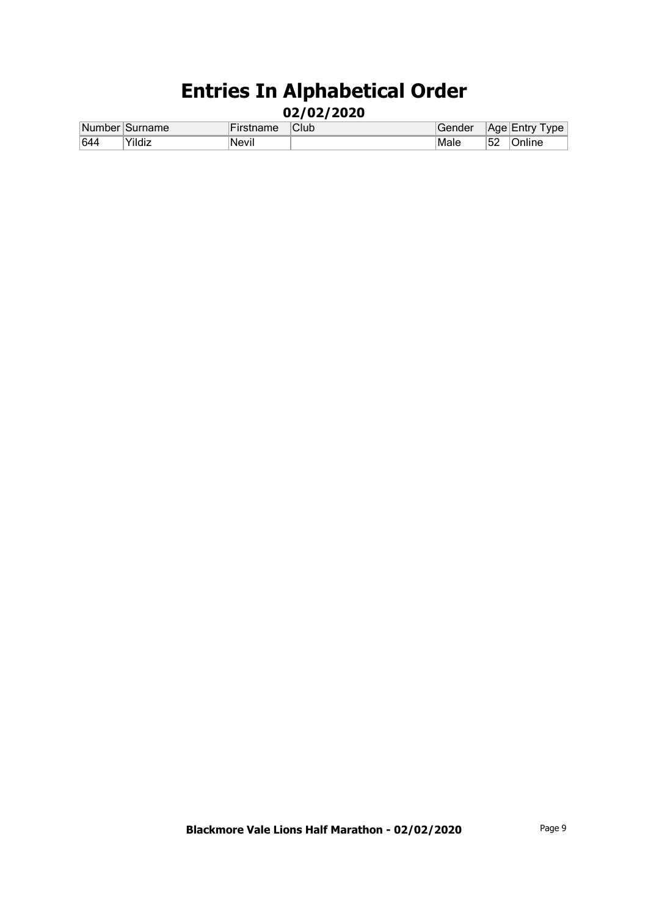# Entries In Alphabetical Order

**02/02/2020**

| Number | Surname | Firstname | Club | Gender | Age | Entry Type |
|---|---|---|---|---|---|---|
| 644 | Yildiz | Nevil | | Male | 52 | Online |